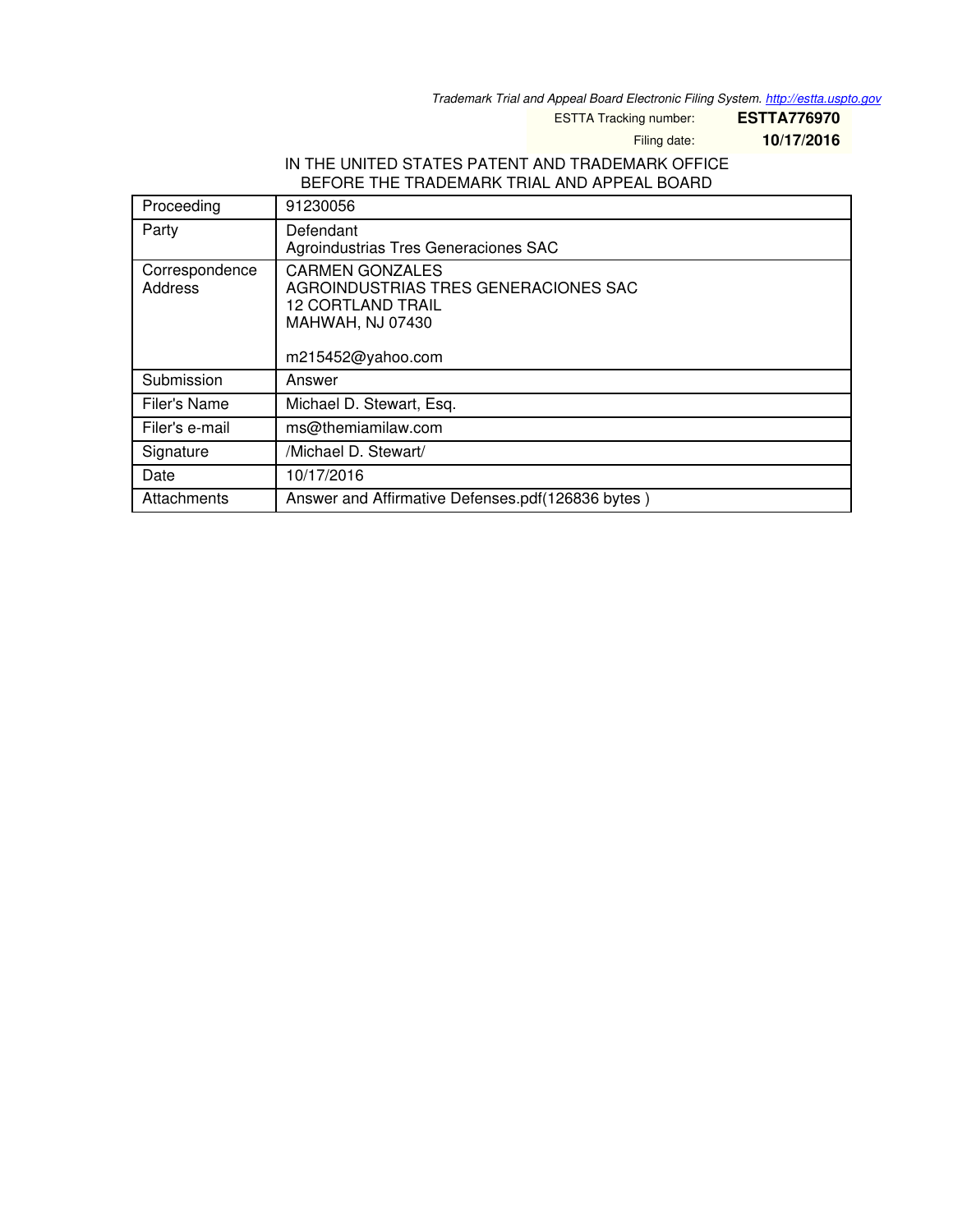*Trademark Trial and Appeal Board Electronic Filing System. http://estta.uspto.gov*

ESTTA Tracking number: **ESTTA776970**

Filing date: **10/17/2016**

IN THE UNITED STATES PATENT AND TRADEMARK OFFICE
BEFORE THE TRADEMARK TRIAL AND APPEAL BOARD

| Proceeding | 91230056 |
|---|---|
| Party | Defendant<br>Agroindustrias Tres Generaciones SAC |
| Correspondence Address | CARMEN GONZALES<br>AGROINDUSTRIAS TRES GENERACIONES SAC<br>12 CORTLAND TRAIL<br>MAHWAH, NJ 07430<br><br>m215452@yahoo.com |
| Submission | Answer |
| Filer's Name | Michael D. Stewart, Esq. |
| Filer's e-mail | ms@themiamilaw.com |
| Signature | /Michael D. Stewart/ |
| Date | 10/17/2016 |
| Attachments | Answer and Affirmative Defenses.pdf(126836 bytes ) |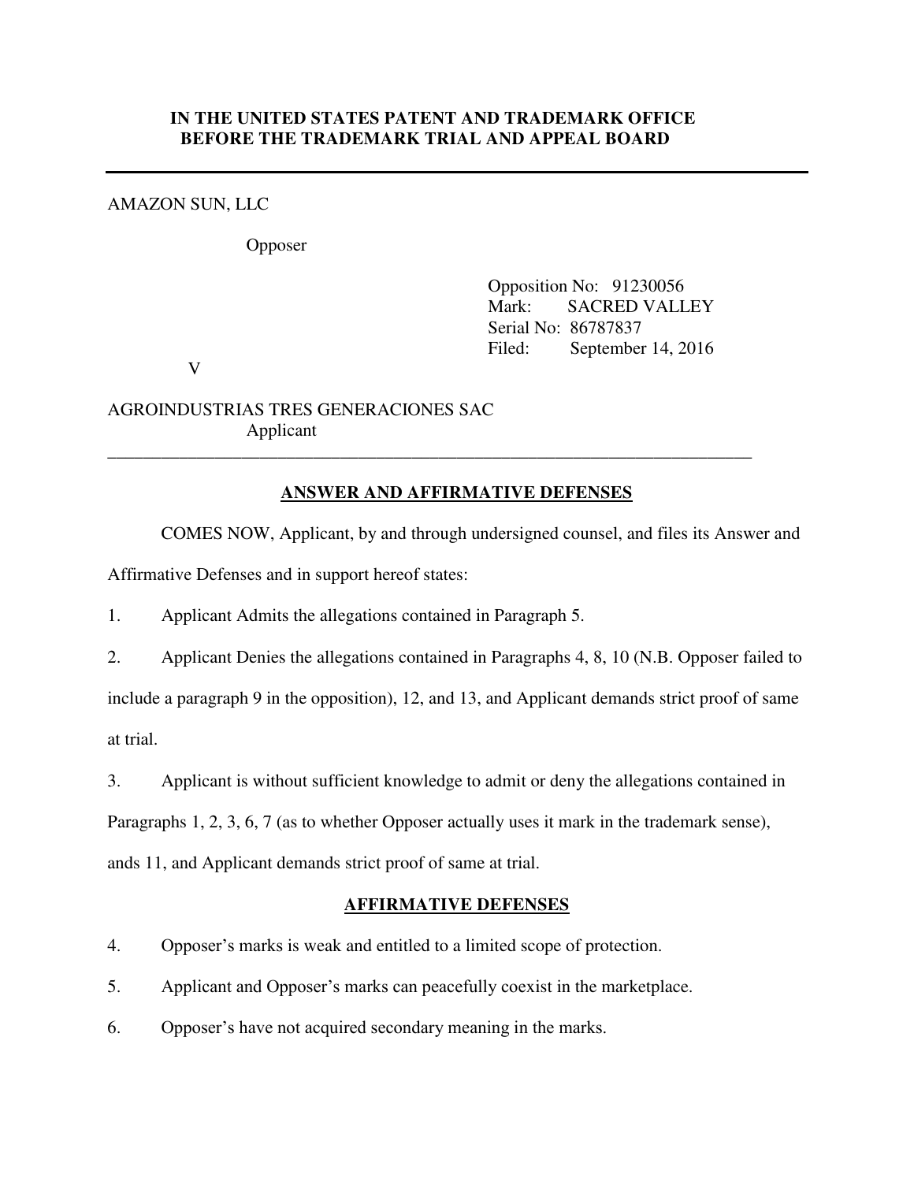**IN THE UNITED STATES PATENT AND TRADEMARK OFFICE**
**BEFORE THE TRADEMARK TRIAL AND APPEAL BOARD**

---

AMAZON SUN, LLC

Opposer

Opposition No: 91230056
Mark: SACRED VALLEY
Serial No: 86787837
Filed: September 14, 2016

V

AGROINDUSTRIAS TRES GENERACIONES SAC
Applicant

---

## ANSWER AND AFFIRMATIVE DEFENSES

COMES NOW, Applicant, by and through undersigned counsel, and files its Answer and Affirmative Defenses and in support hereof states:

1. Applicant Admits the allegations contained in Paragraph 5.

2. Applicant Denies the allegations contained in Paragraphs 4, 8, 10 (N.B. Opposer failed to include a paragraph 9 in the opposition), 12, and 13, and Applicant demands strict proof of same at trial.

3. Applicant is without sufficient knowledge to admit or deny the allegations contained in Paragraphs 1, 2, 3, 6, 7 (as to whether Opposer actually uses it mark in the trademark sense), ands 11, and Applicant demands strict proof of same at trial.

## AFFIRMATIVE DEFENSES

4. Opposer's marks is weak and entitled to a limited scope of protection.

5. Applicant and Opposer's marks can peacefully coexist in the marketplace.

6. Opposer's have not acquired secondary meaning in the marks.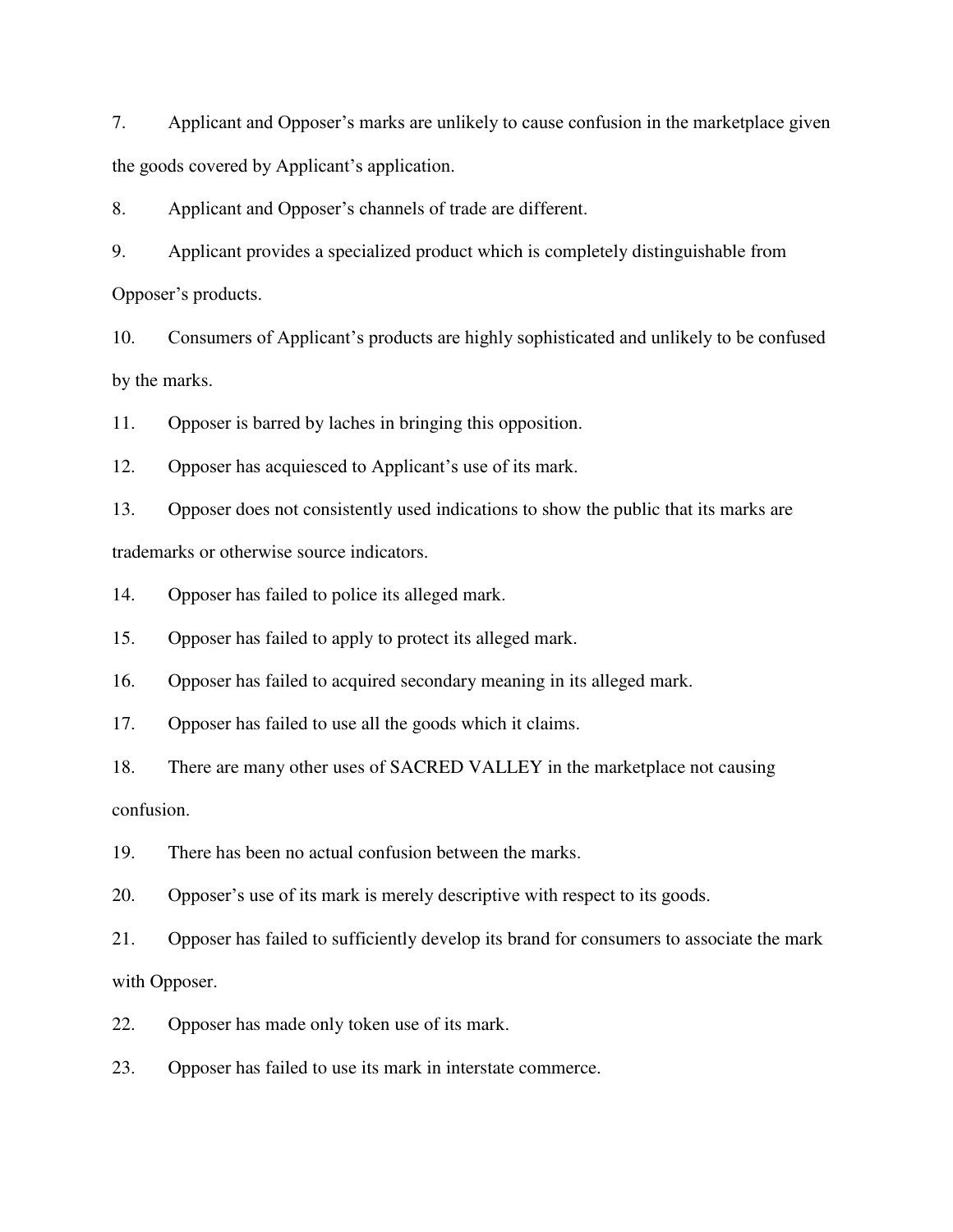7. Applicant and Opposer's marks are unlikely to cause confusion in the marketplace given the goods covered by Applicant's application.

8. Applicant and Opposer's channels of trade are different.

9. Applicant provides a specialized product which is completely distinguishable from Opposer's products.

10. Consumers of Applicant's products are highly sophisticated and unlikely to be confused by the marks.

11. Opposer is barred by laches in bringing this opposition.

12. Opposer has acquiesced to Applicant's use of its mark.

13. Opposer does not consistently used indications to show the public that its marks are trademarks or otherwise source indicators.

14. Opposer has failed to police its alleged mark.

15. Opposer has failed to apply to protect its alleged mark.

16. Opposer has failed to acquired secondary meaning in its alleged mark.

17. Opposer has failed to use all the goods which it claims.

18. There are many other uses of SACRED VALLEY in the marketplace not causing confusion.

19. There has been no actual confusion between the marks.

20. Opposer's use of its mark is merely descriptive with respect to its goods.

21. Opposer has failed to sufficiently develop its brand for consumers to associate the mark with Opposer.

22. Opposer has made only token use of its mark.

23. Opposer has failed to use its mark in interstate commerce.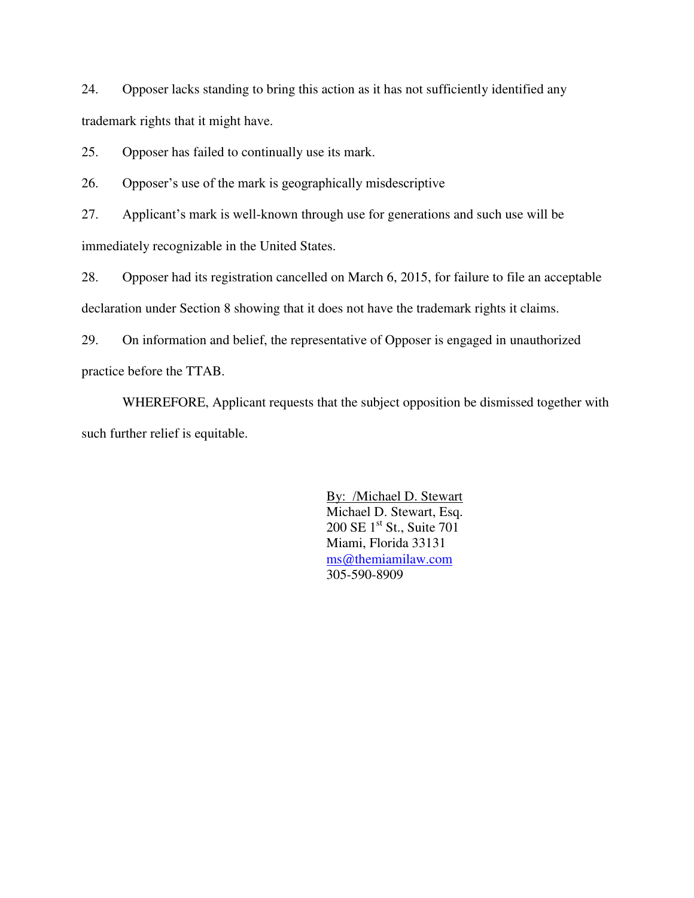24. Opposer lacks standing to bring this action as it has not sufficiently identified any trademark rights that it might have.

25. Opposer has failed to continually use its mark.

26. Opposer's use of the mark is geographically misdescriptive

27. Applicant's mark is well-known through use for generations and such use will be immediately recognizable in the United States.

28. Opposer had its registration cancelled on March 6, 2015, for failure to file an acceptable declaration under Section 8 showing that it does not have the trademark rights it claims.

29. On information and belief, the representative of Opposer is engaged in unauthorized practice before the TTAB.

WHEREFORE, Applicant requests that the subject opposition be dismissed together with such further relief is equitable.

By: /Michael D. Stewart
Michael D. Stewart, Esq.
200 SE 1st St., Suite 701
Miami, Florida 33131
ms@themiamilaw.com
305-590-8909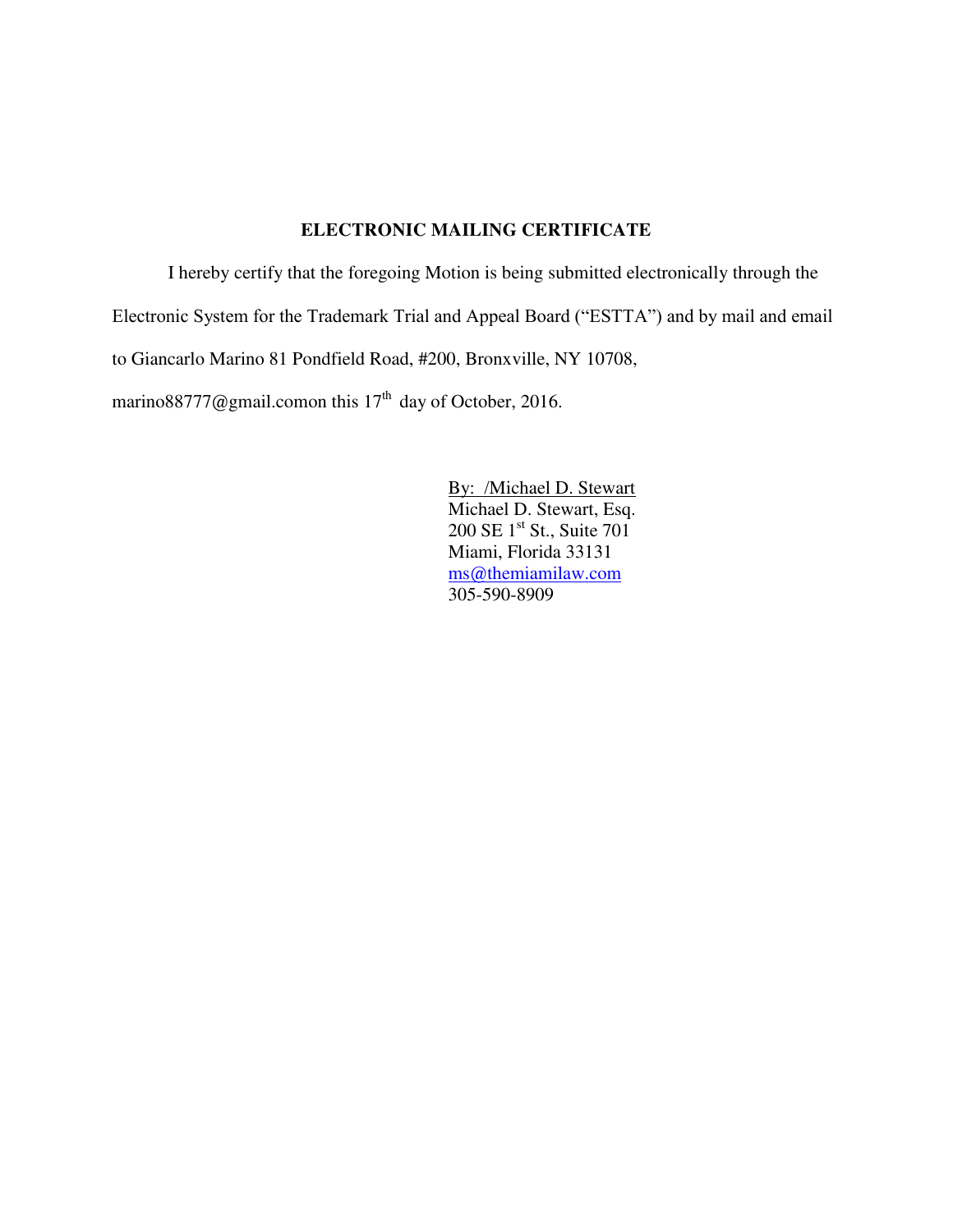**ELECTRONIC MAILING CERTIFICATE**

I hereby certify that the foregoing Motion is being submitted electronically through the Electronic System for the Trademark Trial and Appeal Board ("ESTTA") and by mail and email to Giancarlo Marino 81 Pondfield Road, #200, Bronxville, NY 10708, marino88777@gmail.comon this 17th day of October, 2016.

By: /Michael D. Stewart
Michael D. Stewart, Esq.
200 SE 1st St., Suite 701
Miami, Florida 33131
ms@themiamilaw.com
305-590-8909